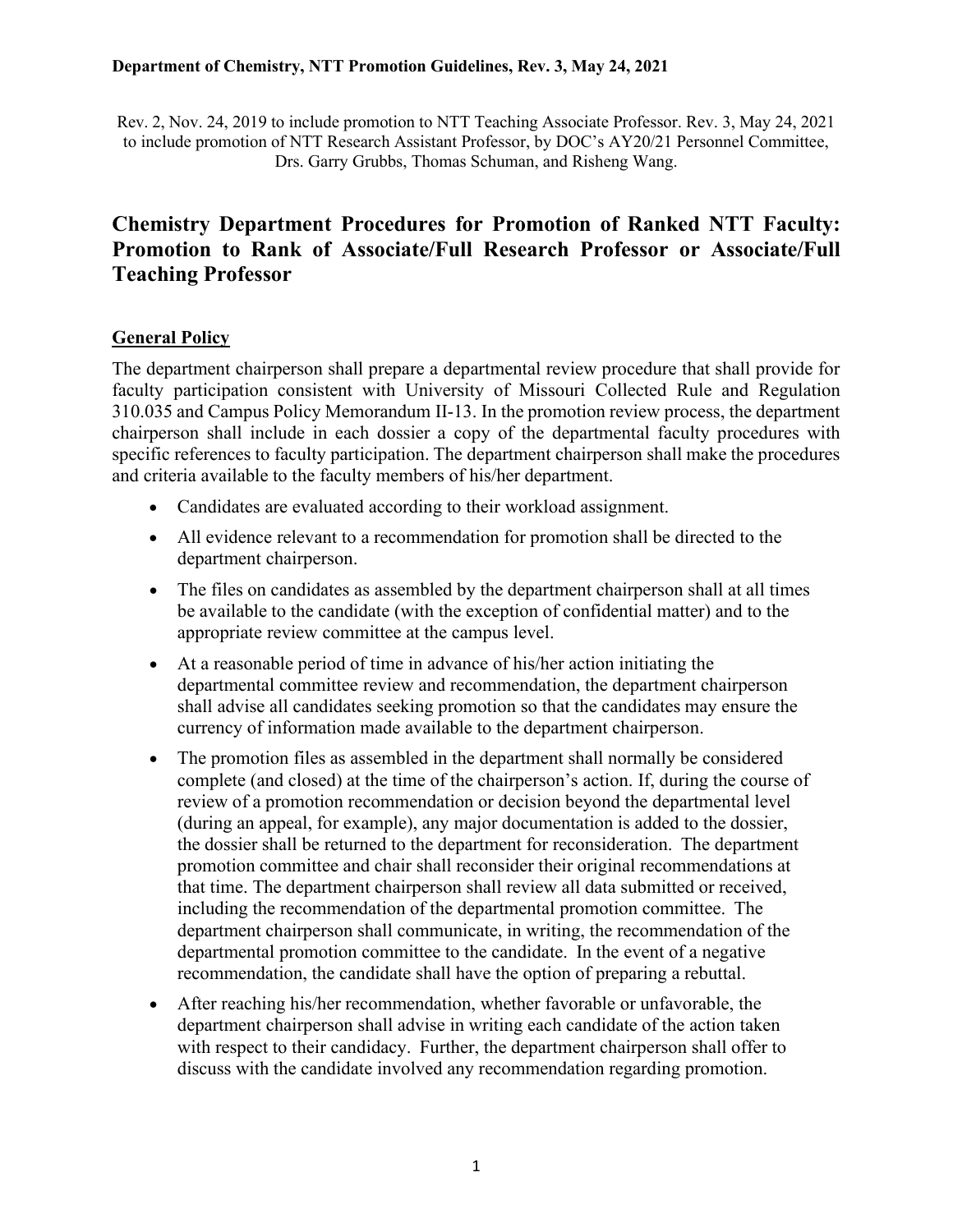Rev. 2, Nov. 24, 2019 to include promotion to NTT Teaching Associate Professor. Rev. 3, May 24, 2021 to include promotion of NTT Research Assistant Professor, by DOC's AY20/21 Personnel Committee, Drs. Garry Grubbs, Thomas Schuman, and Risheng Wang.

# Chemistry Department Procedures for Promotion of Ranked NTT Faculty: Promotion to Rank of Associate/Full Research Professor or Associate/Full Teaching Professor

## General Policy

The department chairperson shall prepare a departmental review procedure that shall provide for faculty participation consistent with University of Missouri Collected Rule and Regulation 310.035 and Campus Policy Memorandum II-13. In the promotion review process, the department chairperson shall include in each dossier a copy of the departmental faculty procedures with specific references to faculty participation. The department chairperson shall make the procedures and criteria available to the faculty members of his/her department.

- Candidates are evaluated according to their workload assignment.
- All evidence relevant to a recommendation for promotion shall be directed to the department chairperson.
- The files on candidates as assembled by the department chairperson shall at all times be available to the candidate (with the exception of confidential matter) and to the appropriate review committee at the campus level.
- At a reasonable period of time in advance of his/her action initiating the departmental committee review and recommendation, the department chairperson shall advise all candidates seeking promotion so that the candidates may ensure the currency of information made available to the department chairperson.
- The promotion files as assembled in the department shall normally be considered complete (and closed) at the time of the chairperson's action. If, during the course of review of a promotion recommendation or decision beyond the departmental level (during an appeal, for example), any major documentation is added to the dossier, the dossier shall be returned to the department for reconsideration. The department promotion committee and chair shall reconsider their original recommendations at that time. The department chairperson shall review all data submitted or received, including the recommendation of the departmental promotion committee. The department chairperson shall communicate, in writing, the recommendation of the departmental promotion committee to the candidate. In the event of a negative recommendation, the candidate shall have the option of preparing a rebuttal.
- After reaching his/her recommendation, whether favorable or unfavorable, the department chairperson shall advise in writing each candidate of the action taken with respect to their candidacy. Further, the department chairperson shall offer to discuss with the candidate involved any recommendation regarding promotion.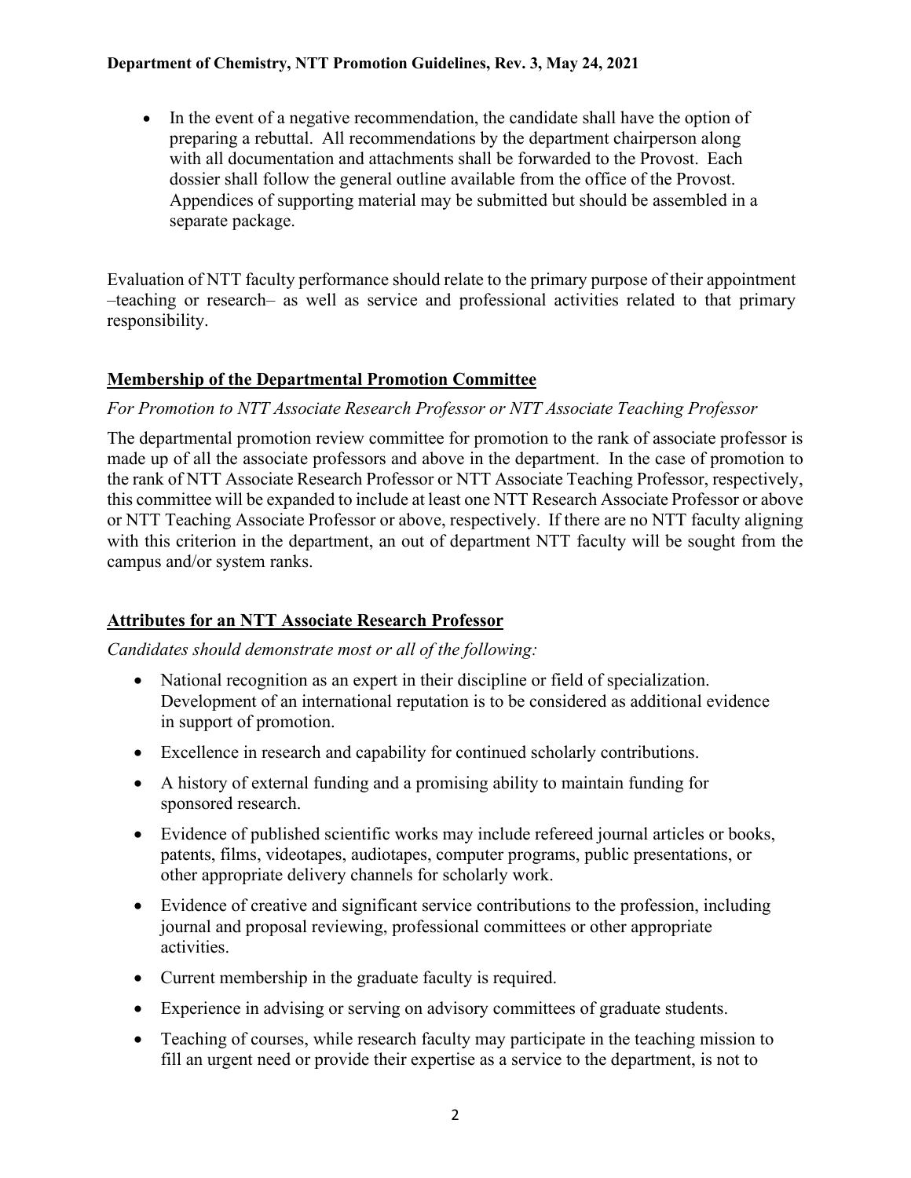- In the event of a negative recommendation, the candidate shall have the option of preparing a rebuttal. All recommendations by the department chairperson along with all documentation and attachments shall be forwarded to the Provost. Each dossier shall follow the general outline available from the office of the Provost. Appendices of supporting material may be submitted but should be assembled in a separate package.

Evaluation of NTT faculty performance should relate to the primary purpose of their appointment –teaching or research– as well as service and professional activities related to that primary responsibility.

## Membership of the Departmental Promotion Committee

*For Promotion to NTT Associate Research Professor or NTT Associate Teaching Professor*

The departmental promotion review committee for promotion to the rank of associate professor is made up of all the associate professors and above in the department. In the case of promotion to the rank of NTT Associate Research Professor or NTT Associate Teaching Professor, respectively, this committee will be expanded to include at least one NTT Research Associate Professor or above or NTT Teaching Associate Professor or above, respectively. If there are no NTT faculty aligning with this criterion in the department, an out of department NTT faculty will be sought from the campus and/or system ranks.

## Attributes for an NTT Associate Research Professor

*Candidates should demonstrate most or all of the following:*

- National recognition as an expert in their discipline or field of specialization. Development of an international reputation is to be considered as additional evidence in support of promotion.
- Excellence in research and capability for continued scholarly contributions.
- A history of external funding and a promising ability to maintain funding for sponsored research.
- Evidence of published scientific works may include refereed journal articles or books, patents, films, videotapes, audiotapes, computer programs, public presentations, or other appropriate delivery channels for scholarly work.
- Evidence of creative and significant service contributions to the profession, including journal and proposal reviewing, professional committees or other appropriate activities.
- Current membership in the graduate faculty is required.
- Experience in advising or serving on advisory committees of graduate students.
- Teaching of courses, while research faculty may participate in the teaching mission to fill an urgent need or provide their expertise as a service to the department, is not to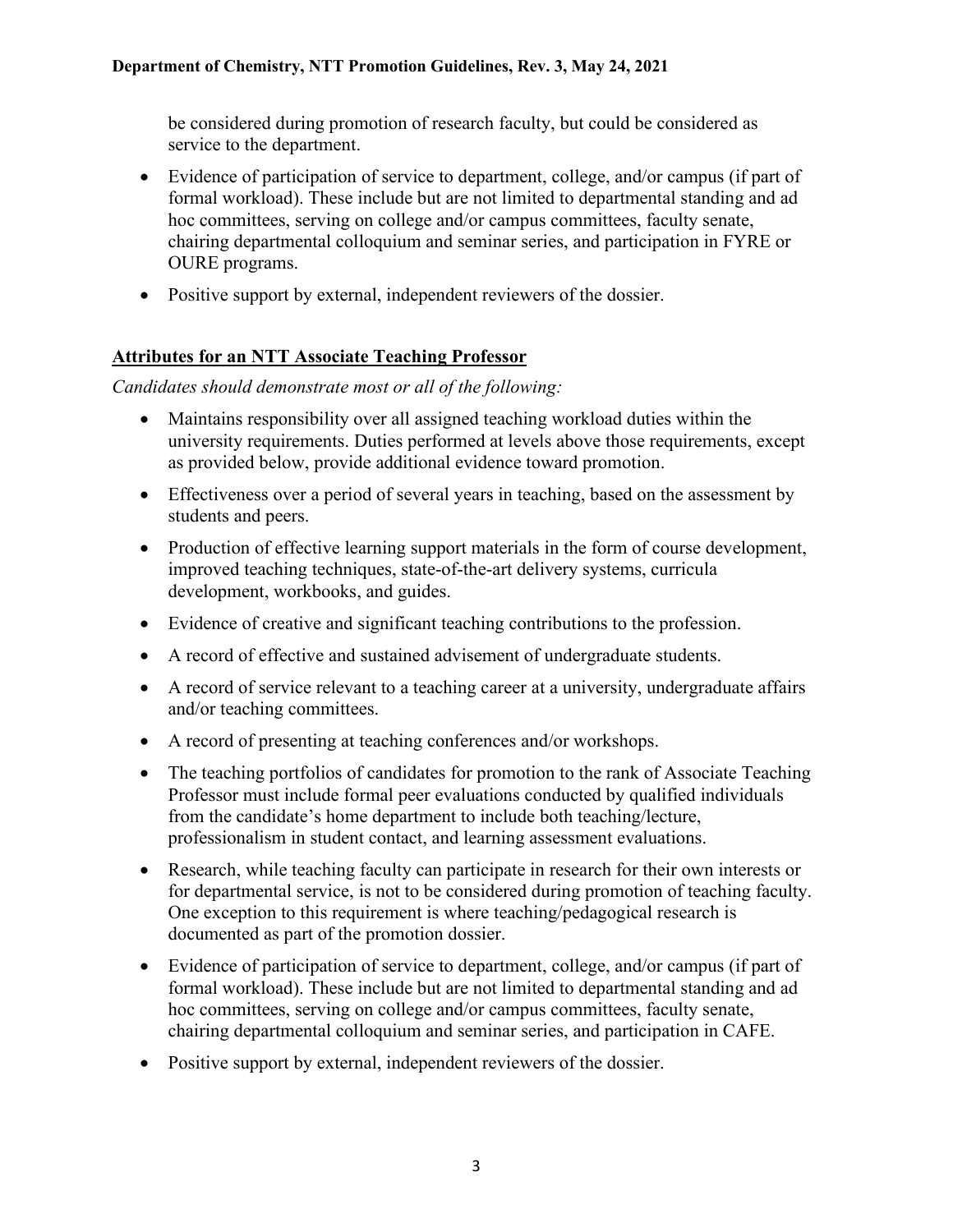be considered during promotion of research faculty, but could be considered as service to the department.

- Evidence of participation of service to department, college, and/or campus (if part of formal workload). These include but are not limited to departmental standing and ad hoc committees, serving on college and/or campus committees, faculty senate, chairing departmental colloquium and seminar series, and participation in FYRE or OURE programs.
- Positive support by external, independent reviewers of the dossier.

## Attributes for an NTT Associate Teaching Professor

*Candidates should demonstrate most or all of the following:*

- Maintains responsibility over all assigned teaching workload duties within the university requirements. Duties performed at levels above those requirements, except as provided below, provide additional evidence toward promotion.
- Effectiveness over a period of several years in teaching, based on the assessment by students and peers.
- Production of effective learning support materials in the form of course development, improved teaching techniques, state-of-the-art delivery systems, curricula development, workbooks, and guides.
- Evidence of creative and significant teaching contributions to the profession.
- A record of effective and sustained advisement of undergraduate students.
- A record of service relevant to a teaching career at a university, undergraduate affairs and/or teaching committees.
- A record of presenting at teaching conferences and/or workshops.
- The teaching portfolios of candidates for promotion to the rank of Associate Teaching Professor must include formal peer evaluations conducted by qualified individuals from the candidate's home department to include both teaching/lecture, professionalism in student contact, and learning assessment evaluations.
- Research, while teaching faculty can participate in research for their own interests or for departmental service, is not to be considered during promotion of teaching faculty. One exception to this requirement is where teaching/pedagogical research is documented as part of the promotion dossier.
- Evidence of participation of service to department, college, and/or campus (if part of formal workload). These include but are not limited to departmental standing and ad hoc committees, serving on college and/or campus committees, faculty senate, chairing departmental colloquium and seminar series, and participation in CAFE.
- Positive support by external, independent reviewers of the dossier.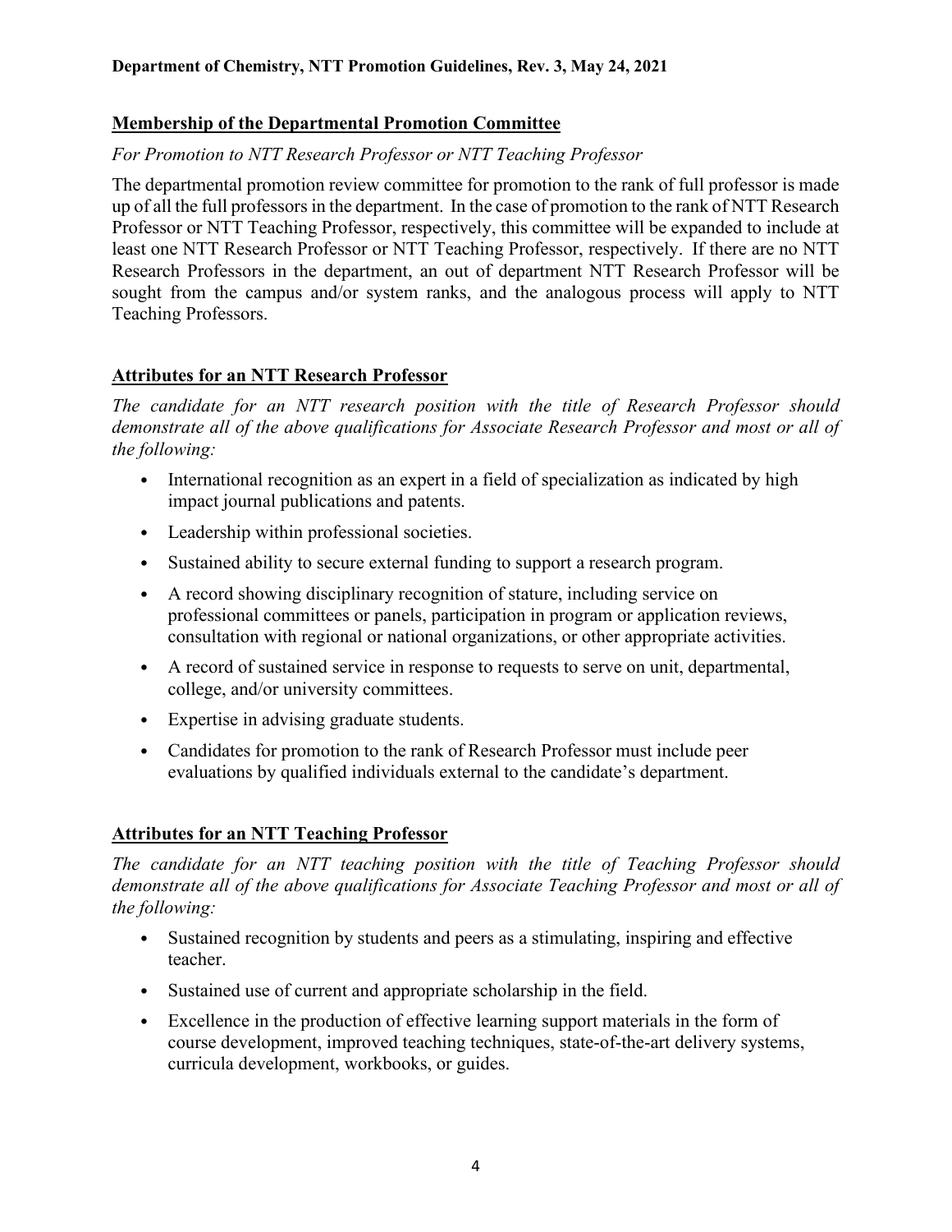## Membership of the Departmental Promotion Committee

*For Promotion to NTT Research Professor or NTT Teaching Professor*

The departmental promotion review committee for promotion to the rank of full professor is made up of all the full professors in the department. In the case of promotion to the rank of NTT Research Professor or NTT Teaching Professor, respectively, this committee will be expanded to include at least one NTT Research Professor or NTT Teaching Professor, respectively. If there are no NTT Research Professors in the department, an out of department NTT Research Professor will be sought from the campus and/or system ranks, and the analogous process will apply to NTT Teaching Professors.

## Attributes for an NTT Research Professor

*The candidate for an NTT research position with the title of Research Professor should demonstrate all of the above qualifications for Associate Research Professor and most or all of the following:*

- International recognition as an expert in a field of specialization as indicated by high impact journal publications and patents.
- Leadership within professional societies.
- Sustained ability to secure external funding to support a research program.
- A record showing disciplinary recognition of stature, including service on professional committees or panels, participation in program or application reviews, consultation with regional or national organizations, or other appropriate activities.
- A record of sustained service in response to requests to serve on unit, departmental, college, and/or university committees.
- Expertise in advising graduate students.
- Candidates for promotion to the rank of Research Professor must include peer evaluations by qualified individuals external to the candidate's department.

## Attributes for an NTT Teaching Professor

*The candidate for an NTT teaching position with the title of Teaching Professor should demonstrate all of the above qualifications for Associate Teaching Professor and most or all of the following:*

- Sustained recognition by students and peers as a stimulating, inspiring and effective teacher.
- Sustained use of current and appropriate scholarship in the field.
- Excellence in the production of effective learning support materials in the form of course development, improved teaching techniques, state-of-the-art delivery systems, curricula development, workbooks, or guides.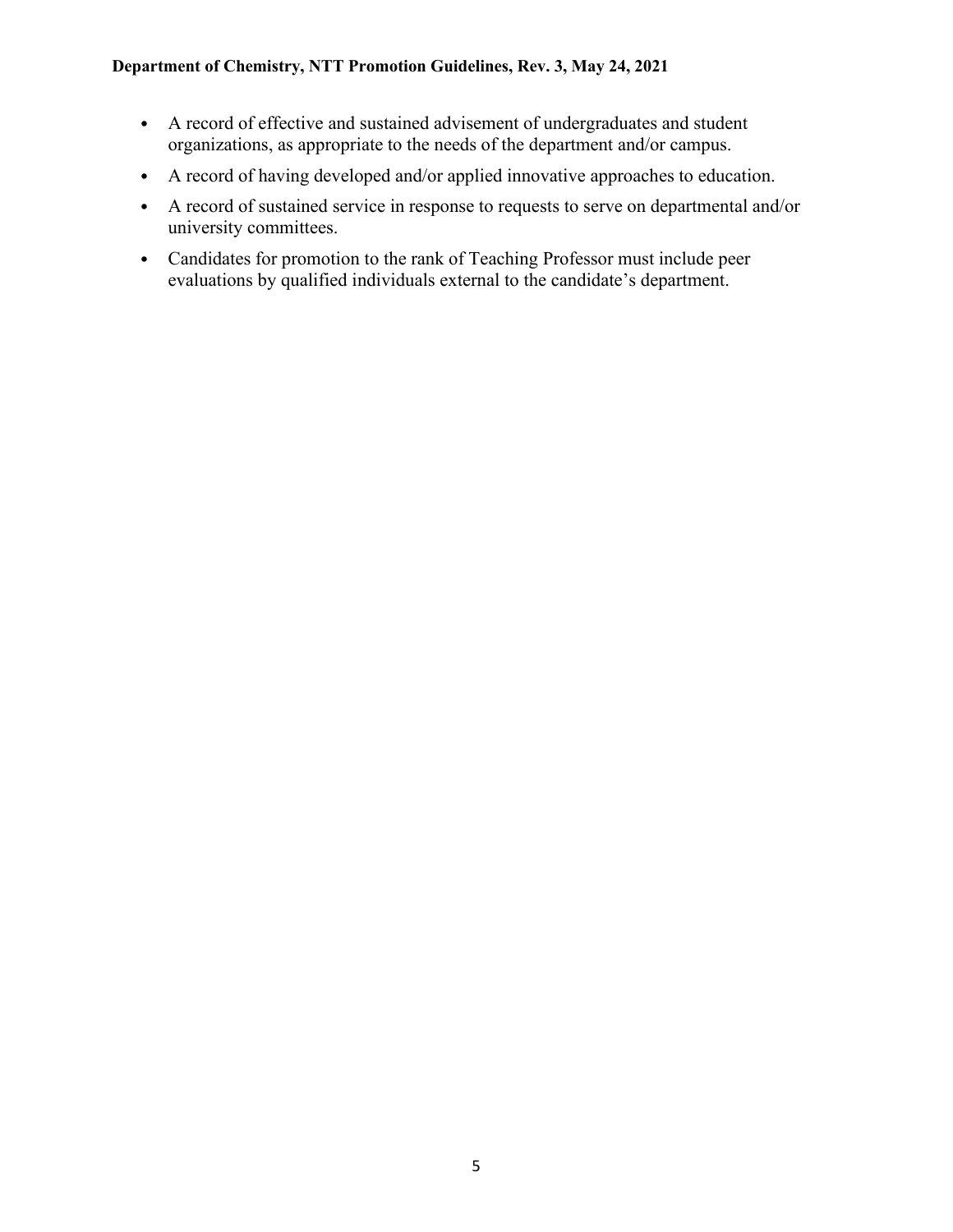- A record of effective and sustained advisement of undergraduates and student organizations, as appropriate to the needs of the department and/or campus.
- A record of having developed and/or applied innovative approaches to education.
- A record of sustained service in response to requests to serve on departmental and/or university committees.
- Candidates for promotion to the rank of Teaching Professor must include peer evaluations by qualified individuals external to the candidate's department.